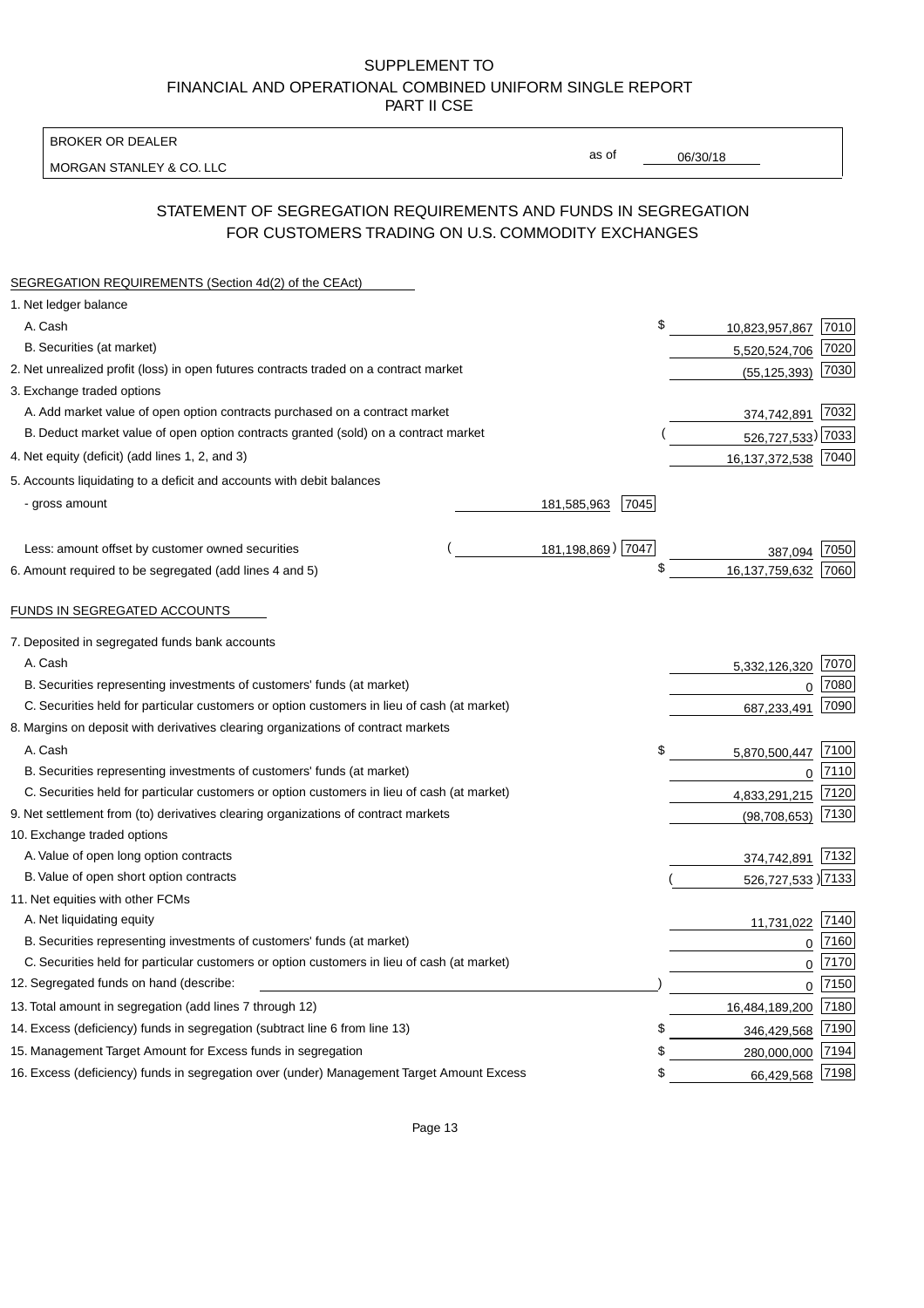SUPPLEMENT TO
FINANCIAL AND OPERATIONAL COMBINED UNIFORM SINGLE REPORT
PART II CSE

BROKER OR DEALER

MORGAN STANLEY & CO. LLC

as of 06/30/18

## STATEMENT OF SEGREGATION REQUIREMENTS AND FUNDS IN SEGREGATION FOR CUSTOMERS TRADING ON U.S. COMMODITY EXCHANGES

| SEGREGATION REQUIREMENTS (Section 4d(2) of the CEAct) | | | | |
|---|---|---|---|---|
| 1. Net ledger balance | | | | |
| A. Cash | | | $ 10,823,957,867 | 7010 |
| B. Securities (at market) | | | 5,520,524,706 | 7020 |
| 2. Net unrealized profit (loss) in open futures contracts traded on a contract market | | | (55,125,393) | 7030 |
| 3. Exchange traded options | | | | |
| A. Add market value of open option contracts purchased on a contract market | | | 374,742,891 | 7032 |
| B. Deduct market value of open option contracts granted (sold) on a contract market | | | ( 526,727,533) | 7033 |
| 4. Net equity (deficit) (add lines 1, 2, and 3) | | | 16,137,372,538 | 7040 |
| 5. Accounts liquidating to a deficit and accounts with debit balances | | | | |
| - gross amount | 181,585,963 | 7045 | | |
| Less: amount offset by customer owned securities | ( 181,198,869) | 7047 | 387,094 | 7050 |
| 6. Amount required to be segregated (add lines 4 and 5) | | | $ 16,137,759,632 | 7060 |

| FUNDS IN SEGREGATED ACCOUNTS | | |
|---|---|---|
| 7. Deposited in segregated funds bank accounts | | |
| A. Cash | 5,332,126,320 | 7070 |
| B. Securities representing investments of customers' funds (at market) | 0 | 7080 |
| C. Securities held for particular customers or option customers in lieu of cash (at market) | 687,233,491 | 7090 |
| 8. Margins on deposit with derivatives clearing organizations of contract markets | | |
| A. Cash | $ 5,870,500,447 | 7100 |
| B. Securities representing investments of customers' funds (at market) | 0 | 7110 |
| C. Securities held for particular customers or option customers in lieu of cash (at market) | 4,833,291,215 | 7120 |
| 9. Net settlement from (to) derivatives clearing organizations of contract markets | (98,708,653) | 7130 |
| 10. Exchange traded options | | |
| A. Value of open long option contracts | 374,742,891 | 7132 |
| B. Value of open short option contracts | ( 526,727,533 ) | 7133 |
| 11. Net equities with other FCMs | | |
| A. Net liquidating equity | 11,731,022 | 7140 |
| B. Securities representing investments of customers' funds (at market) | 0 | 7160 |
| C. Securities held for particular customers or option customers in lieu of cash (at market) | 0 | 7170 |
| 12. Segregated funds on hand (describe: ) | 0 | 7150 |
| 13. Total amount in segregation (add lines 7 through 12) | 16,484,189,200 | 7180 |
| 14. Excess (deficiency) funds in segregation (subtract line 6 from line 13) | $ 346,429,568 | 7190 |
| 15. Management Target Amount for Excess funds in segregation | $ 280,000,000 | 7194 |
| 16. Excess (deficiency) funds in segregation over (under) Management Target Amount Excess | $ 66,429,568 | 7198 |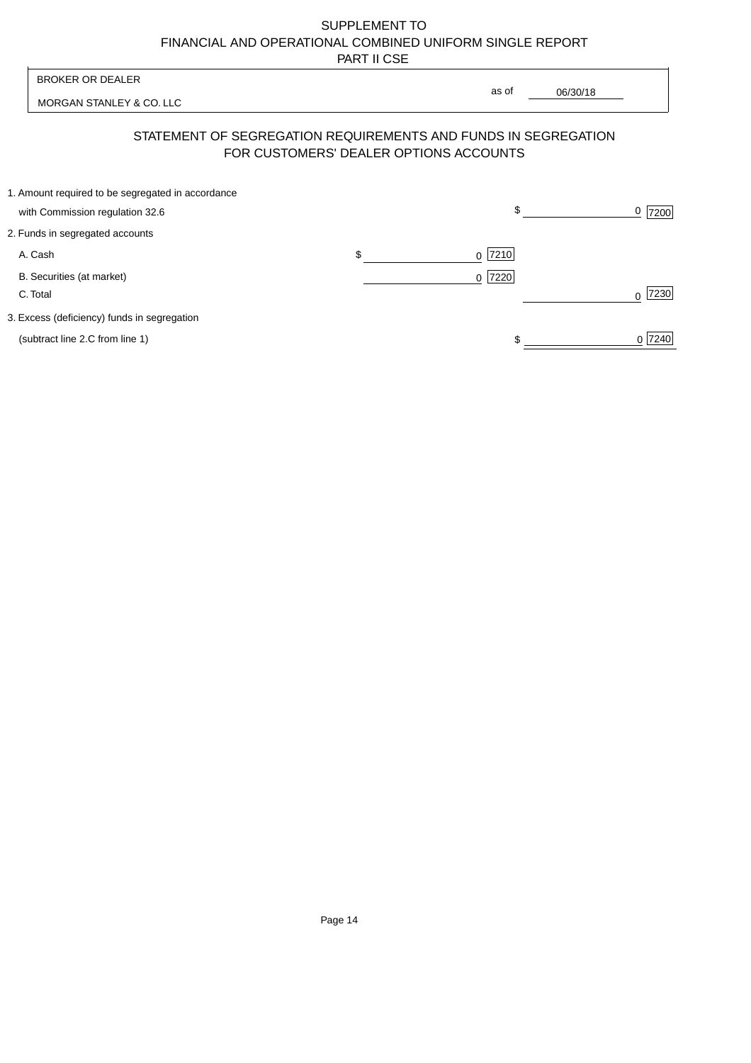SUPPLEMENT TO
FINANCIAL AND OPERATIONAL COMBINED UNIFORM SINGLE REPORT
PART II CSE

| BROKER OR DEALER | |
|---|---|
| MORGAN STANLEY & CO. LLC | as of 06/30/18 |

## STATEMENT OF SEGREGATION REQUIREMENTS AND FUNDS IN SEGREGATION FOR CUSTOMERS' DEALER OPTIONS ACCOUNTS

| | | |
|---|---|---|
| 1. Amount required to be segregated in accordance with Commission regulation 32.6 | | $ 0 [7200] |
| 2. Funds in segregated accounts | | |
| A. Cash | $ 0 [7210] | |
| B. Securities (at market) | 0 [7220] | |
| C. Total | | 0 [7230] |
| 3. Excess (deficiency) funds in segregation (subtract line 2.C from line 1) | | $ 0 [7240] |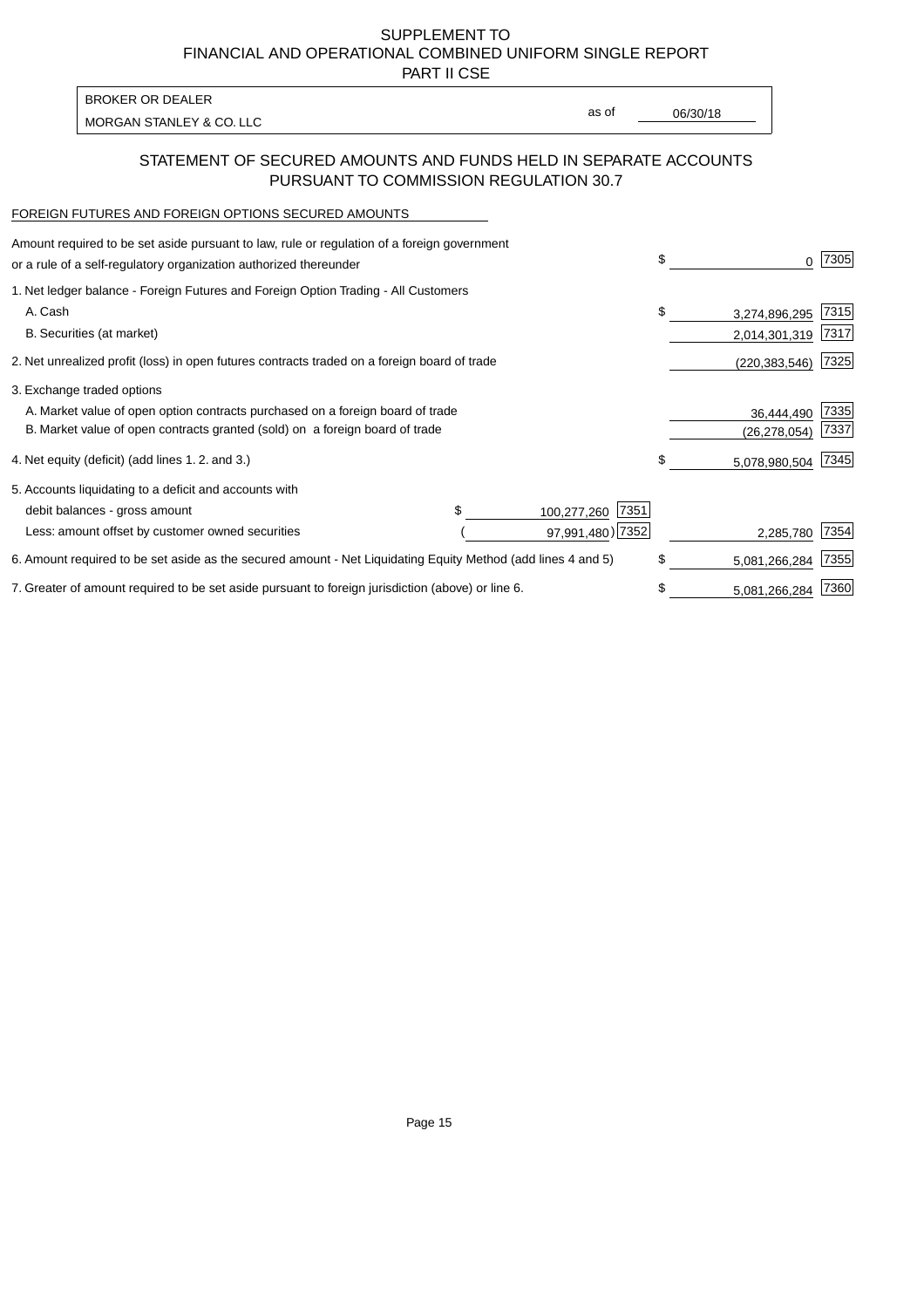# SUPPLEMENT TO FINANCIAL AND OPERATIONAL COMBINED UNIFORM SINGLE REPORT PART II CSE

| BROKER OR DEALER | | |
|---|---|---|
| MORGAN STANLEY & CO. LLC | as of | 06/30/18 |

## STATEMENT OF SECURED AMOUNTS AND FUNDS HELD IN SEPARATE ACCOUNTS PURSUANT TO COMMISSION REGULATION 30.7

FOREIGN FUTURES AND FOREIGN OPTIONS SECURED AMOUNTS

| Description | | | | Amount | Code |
|---|---|---|---|---|---|
| Amount required to be set aside pursuant to law, rule or regulation of a foreign government or a rule of a self-regulatory organization authorized thereunder | | | | $ 0 | 7305 |
| 1. Net ledger balance - Foreign Futures and Foreign Option Trading - All Customers | | | | | |
| A. Cash | | | | $ 3,274,896,295 | 7315 |
| B. Securities (at market) | | | | 2,014,301,319 | 7317 |
| 2. Net unrealized profit (loss) in open futures contracts traded on a foreign board of trade | | | | (220,383,546) | 7325 |
| 3. Exchange traded options | | | | | |
| A. Market value of open option contracts purchased on a foreign board of trade | | | | 36,444,490 | 7335 |
| B. Market value of open contracts granted (sold) on a foreign board of trade | | | | (26,278,054) | 7337 |
| 4. Net equity (deficit) (add lines 1. 2. and 3.) | | | | $ 5,078,980,504 | 7345 |
| 5. Accounts liquidating to a deficit and accounts with | | | | | |
| debit balances - gross amount | $ | 100,277,260 | 7351 | | |
| Less: amount offset by customer owned securities | ( | 97,991,480) | 7352 | 2,285,780 | 7354 |
| 6. Amount required to be set aside as the secured amount - Net Liquidating Equity Method (add lines 4 and 5) | | | | $ 5,081,266,284 | 7355 |
| 7. Greater of amount required to be set aside pursuant to foreign jurisdiction (above) or line 6. | | | | $ 5,081,266,284 | 7360 |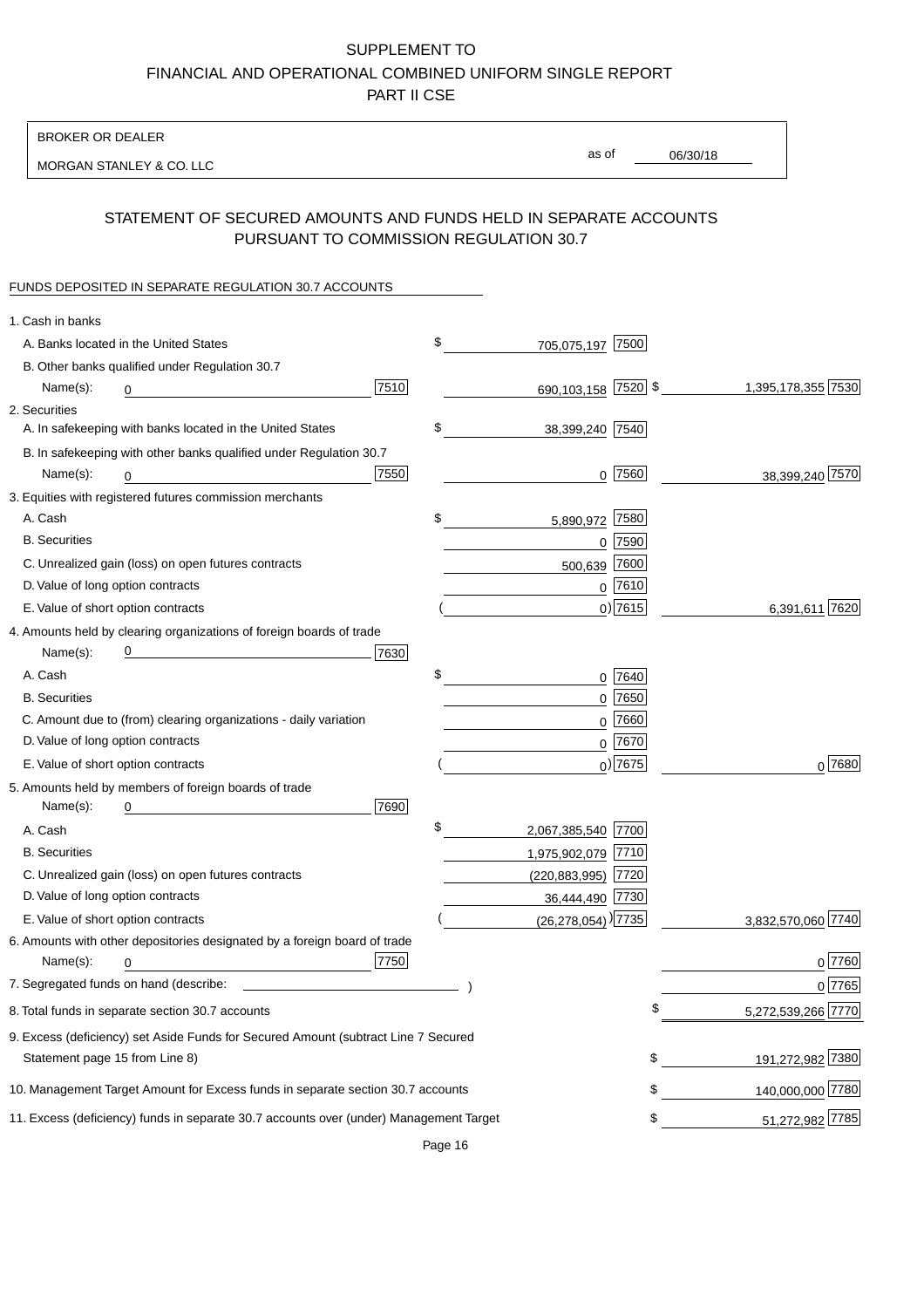SUPPLEMENT TO
FINANCIAL AND OPERATIONAL COMBINED UNIFORM SINGLE REPORT
PART II CSE

BROKER OR DEALER

MORGAN STANLEY & CO. LLC

as of 06/30/18

## STATEMENT OF SECURED AMOUNTS AND FUNDS HELD IN SEPARATE ACCOUNTS PURSUANT TO COMMISSION REGULATION 30.7

FUNDS DEPOSITED IN SEPARATE REGULATION 30.7 ACCOUNTS

| | | | |
|---|---|---|---|
| 1. Cash in banks | | | |
| A. Banks located in the United States | | $ 705,075,197 [7500] | |
| B. Other banks qualified under Regulation 30.7 | | | |
| Name(s): 0 | [7510] | 690,103,158 [7520] | $ 1,395,178,355 [7530] |
| 2. Securities | | | |
| A. In safekeeping with banks located in the United States | | $ 38,399,240 [7540] | |
| B. In safekeeping with other banks qualified under Regulation 30.7 | | | |
| Name(s): 0 | [7550] | 0 [7560] | 38,399,240 [7570] |
| 3. Equities with registered futures commission merchants | | | |
| A. Cash | | $ 5,890,972 [7580] | |
| B. Securities | | 0 [7590] | |
| C. Unrealized gain (loss) on open futures contracts | | 500,639 [7600] | |
| D. Value of long option contracts | | 0 [7610] | |
| E. Value of short option contracts | | ( 0) [7615] | 6,391,611 [7620] |
| 4. Amounts held by clearing organizations of foreign boards of trade | | | |
| Name(s): 0 | [7630] | | |
| A. Cash | | $ 0 [7640] | |
| B. Securities | | 0 [7650] | |
| C. Amount due to (from) clearing organizations - daily variation | | 0 [7660] | |
| D. Value of long option contracts | | 0 [7670] | |
| E. Value of short option contracts | | ( 0) [7675] | 0 [7680] |
| 5. Amounts held by members of foreign boards of trade | | | |
| Name(s): 0 | [7690] | | |
| A. Cash | | $ 2,067,385,540 [7700] | |
| B. Securities | | 1,975,902,079 [7710] | |
| C. Unrealized gain (loss) on open futures contracts | | (220,883,995) [7720] | |
| D. Value of long option contracts | | 36,444,490 [7730] | |
| E. Value of short option contracts | | ( (26,278,054) ) [7735] | 3,832,570,060 [7740] |
| 6. Amounts with other depositories designated by a foreign board of trade | | | |
| Name(s): 0 | [7750] | | 0 [7760] |
| 7. Segregated funds on hand (describe: ) | | | 0 [7765] |
| 8. Total funds in separate section 30.7 accounts | | | $ 5,272,539,266 [7770] |
| 9. Excess (deficiency) set Aside Funds for Secured Amount (subtract Line 7 Secured Statement page 15 from Line 8) | | | $ 191,272,982 [7380] |
| 10. Management Target Amount for Excess funds in separate section 30.7 accounts | | | $ 140,000,000 [7780] |
| 11. Excess (deficiency) funds in separate 30.7 accounts over (under) Management Target | | | $ 51,272,982 [7785] |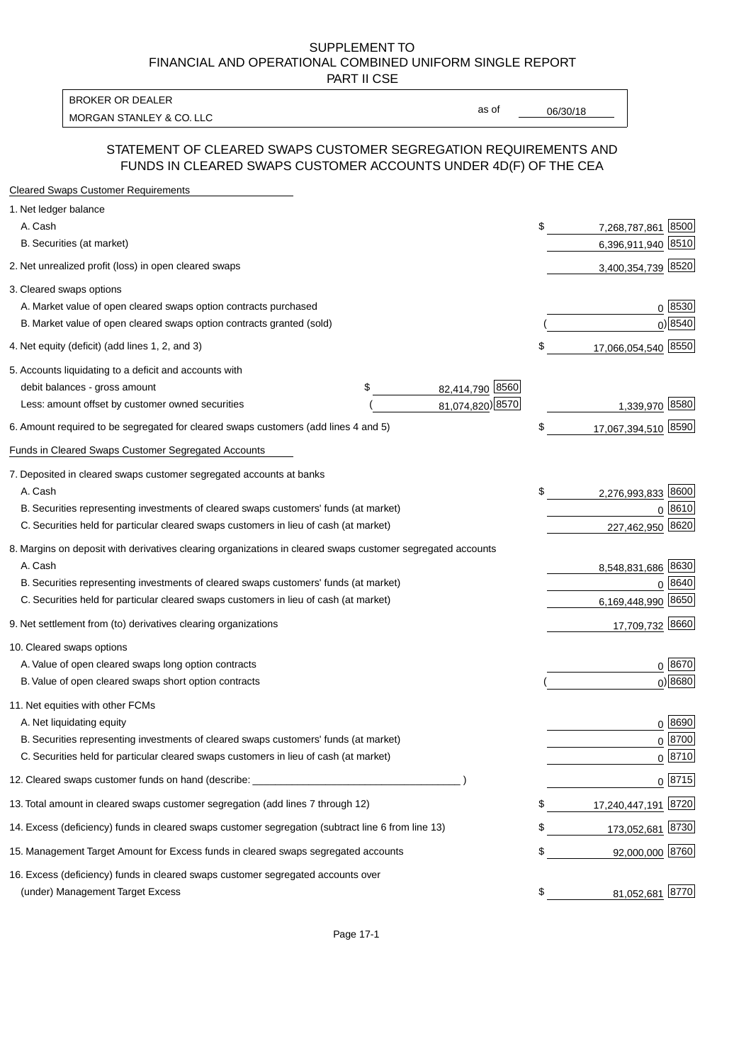SUPPLEMENT TO
FINANCIAL AND OPERATIONAL COMBINED UNIFORM SINGLE REPORT
PART II CSE

| BROKER OR DEALER | | |
|---|---|---|
| MORGAN STANLEY & CO. LLC | as of | 06/30/18 |

## STATEMENT OF CLEARED SWAPS CUSTOMER SEGREGATION REQUIREMENTS AND FUNDS IN CLEARED SWAPS CUSTOMER ACCOUNTS UNDER 4D(F) OF THE CEA

| | | | | |
|---|---|---|---|---|
| **Cleared Swaps Customer Requirements** | | | | |
| 1. Net ledger balance | | | | |
| A. Cash | | | $ 7,268,787,861 | 8500 |
| B. Securities (at market) | | | 6,396,911,940 | 8510 |
| 2. Net unrealized profit (loss) in open cleared swaps | | | 3,400,354,739 | 8520 |
| 3. Cleared swaps options | | | | |
| A. Market value of open cleared swaps option contracts purchased | | | 0 | 8530 |
| B. Market value of open cleared swaps option contracts granted (sold) | | | ( 0) | 8540 |
| 4. Net equity (deficit) (add lines 1, 2, and 3) | | | $ 17,066,054,540 | 8550 |
| 5. Accounts liquidating to a deficit and accounts with | | | | |
| debit balances - gross amount | $ 82,414,790 | 8560 | | |
| Less: amount offset by customer owned securities | ( 81,074,820) | 8570 | 1,339,970 | 8580 |
| 6. Amount required to be segregated for cleared swaps customers (add lines 4 and 5) | | | $ 17,067,394,510 | 8590 |
| **Funds in Cleared Swaps Customer Segregated Accounts** | | | | |
| 7. Deposited in cleared swaps customer segregated accounts at banks | | | | |
| A. Cash | | | $ 2,276,993,833 | 8600 |
| B. Securities representing investments of cleared swaps customers' funds (at market) | | | 0 | 8610 |
| C. Securities held for particular cleared swaps customers in lieu of cash (at market) | | | 227,462,950 | 8620 |
| 8. Margins on deposit with derivatives clearing organizations in cleared swaps customer segregated accounts | | | | |
| A. Cash | | | 8,548,831,686 | 8630 |
| B. Securities representing investments of cleared swaps customers' funds (at market) | | | 0 | 8640 |
| C. Securities held for particular cleared swaps customers in lieu of cash (at market) | | | 6,169,448,990 | 8650 |
| 9. Net settlement from (to) derivatives clearing organizations | | | 17,709,732 | 8660 |
| 10. Cleared swaps options | | | | |
| A. Value of open cleared swaps long option contracts | | | 0 | 8670 |
| B. Value of open cleared swaps short option contracts | | | ( 0) | 8680 |
| 11. Net equities with other FCMs | | | | |
| A. Net liquidating equity | | | 0 | 8690 |
| B. Securities representing investments of cleared swaps customers' funds (at market) | | | 0 | 8700 |
| C. Securities held for particular cleared swaps customers in lieu of cash (at market) | | | 0 | 8710 |
| 12. Cleared swaps customer funds on hand (describe: ____________ ) | | | 0 | 8715 |
| 13. Total amount in cleared swaps customer segregation (add lines 7 through 12) | | | $ 17,240,447,191 | 8720 |
| 14. Excess (deficiency) funds in cleared swaps customer segregation (subtract line 6 from line 13) | | | $ 173,052,681 | 8730 |
| 15. Management Target Amount for Excess funds in cleared swaps segregated accounts | | | $ 92,000,000 | 8760 |
| 16. Excess (deficiency) funds in cleared swaps customer segregated accounts over (under) Management Target Excess | | | $ 81,052,681 | 8770 |